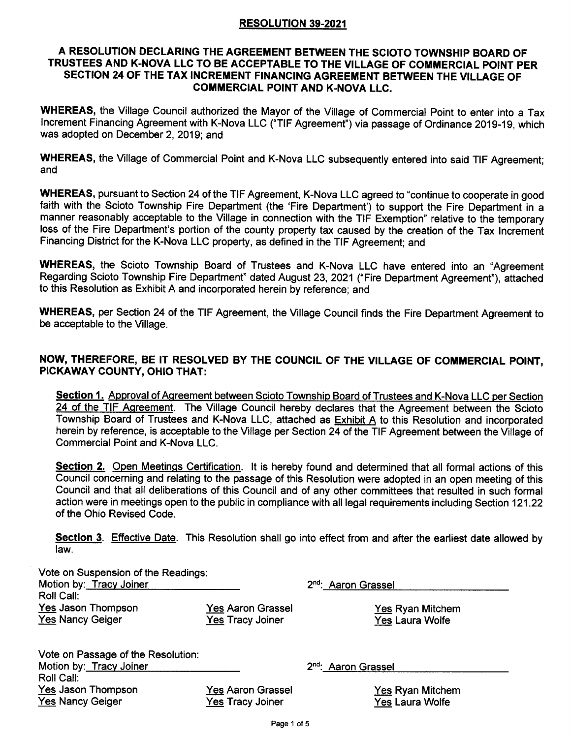# RESOLUTION 39-2021

## A RESOLUTION DECLARING THE AGREEMENT BETWEEN THE SCIOTO TOWNSHIP BOARD OF TRUSTEES AND K-NOVA LLC TO BE ACCEPTABLE TO THE VILLAGE OF COMMERCIAL POINT PER SECTION 24 OF THE TAX INCREMENT FINANCING AGREEMENT BETWEEN THE VILLAGE OF COMMERCIAL POINT AND K-NOVA LLC.

**WHEREAS,** the Village Council authorized the Mayor of the Village of Commercial Point to enter into a Tax Increment Financing Agreement with K-Nova LLC ("TIF Agreement") via passage of Ordinance 2019-19, which was adopted on December 2, 2019; and

**WHEREAS,** the Village of Commercial Point and K-Nova LLC subsequently entered into said TIF Agreement; and

**WHEREAS,** pursuant to Section 24 of the TIF Agreement, K-Nova LLC agreed to "continue to cooperate in good faith with the Scioto Township Fire Department (the 'Fire Department') to support the Fire Department in a manner reasonably acceptable to the Village in connection with the TIF Exemption" relative to the temporary loss of the Fire Department's portion of the county property tax caused by the creation of the Tax Increment Financing District for the K-Nova LLC property, as defined in the TIF Agreement; and

**WHEREAS,** the Scioto Township Board of Trustees and K-Nova LLC have entered into an "Agreement Regarding Scioto Township Fire Department" dated August 23, 2021 ("Fire Department Agreement"), attached to this Resolution as Exhibit A and incorporated herein by reference; and

**WHEREAS,** per Section 24 of the TIF Agreement, the Village Council finds the Fire Department Agreement to be acceptable to the Village.

**NOW, THEREFORE, BE IT RESOLVED BY THE COUNCIL OF THE VILLAGE OF COMMERCIAL POINT, PICKAWAY COUNTY, OHIO THAT:**

**Section 1.** Approval of Agreement between Scioto Township Board of Trustees and K-Nova LLC per Section 24 of the TIF Agreement. The Village Council hereby declares that the Agreement between the Scioto Township Board of Trustees and K-Nova LLC, attached as Exhibit A to this Resolution and incorporated herein by reference, is acceptable to the Village per Section 24 of the TIF Agreement between the Village of Commercial Point and K-Nova LLC.

**Section 2.** Open Meetings Certification. It is hereby found and determined that all formal actions of this Council concerning and relating to the passage of this Resolution were adopted in an open meeting of this Council and that all deliberations of this Council and of any other committees that resulted in such formal action were in meetings open to the public in compliance with all legal requirements including Section 121.22 of the Ohio Revised Code.

**Section 3.** Effective Date. This Resolution shall go into effect from and after the earliest date allowed by law.

Vote on Suspension of the Readings:
Motion by: Tracy Joiner — 2nd: Aaron Grassel
Roll Call:

| | | |
|---|---|---|
| Yes Jason Thompson | Yes Aaron Grassel | Yes Ryan Mitchem |
| Yes Nancy Geiger | Yes Tracy Joiner | Yes Laura Wolfe |

Vote on Passage of the Resolution:
Motion by: Tracy Joiner — 2nd: Aaron Grassel
Roll Call:

| | | |
|---|---|---|
| Yes Jason Thompson | Yes Aaron Grassel | Yes Ryan Mitchem |
| Yes Nancy Geiger | Yes Tracy Joiner | Yes Laura Wolfe |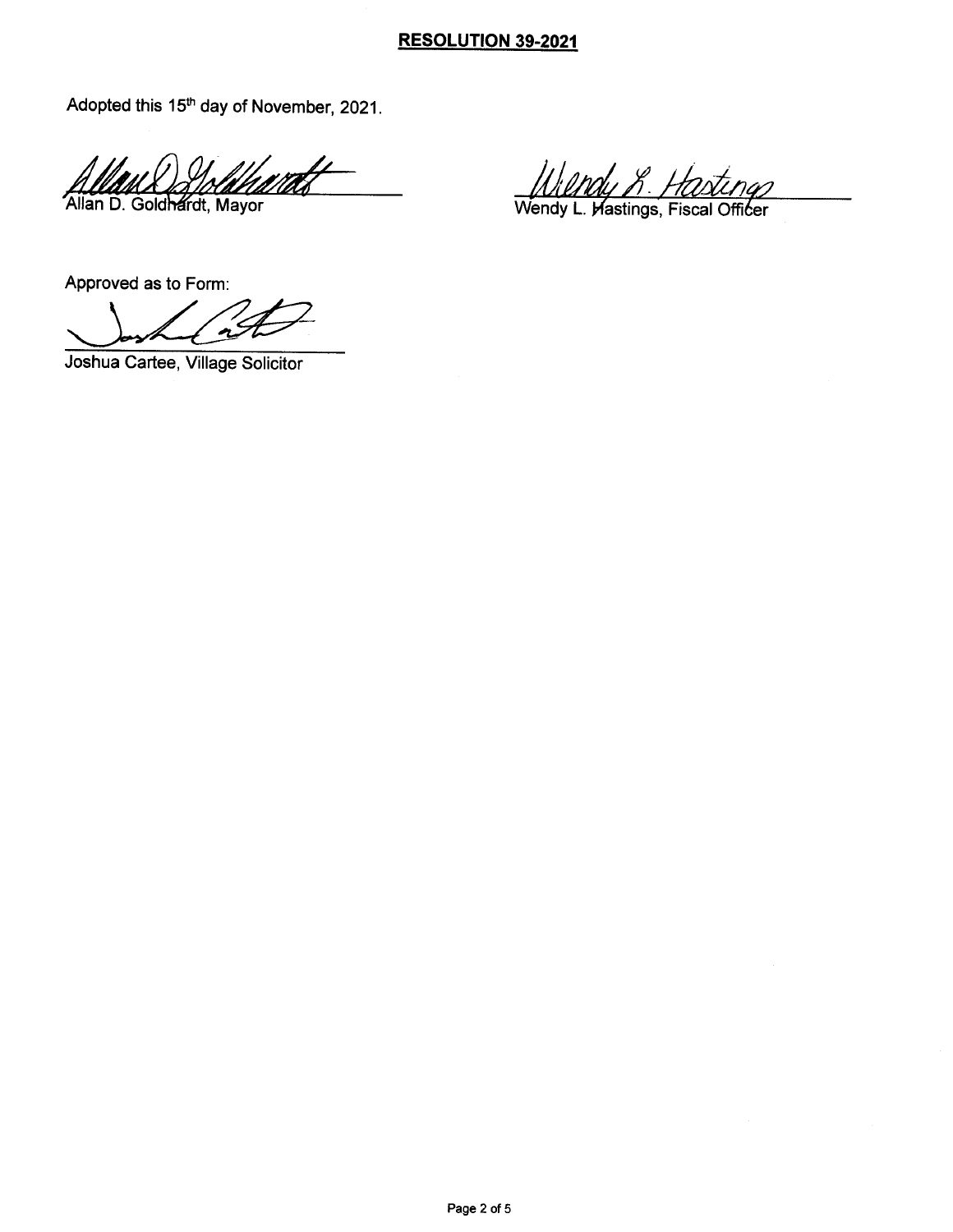**RESOLUTION 39-2021**

Adopted this 15th day of November, 2021.

Allan D. Goldhardt, Mayor

Wendy L. Hastings, Fiscal Officer

Approved as to Form:

Joshua Cartee, Village Solicitor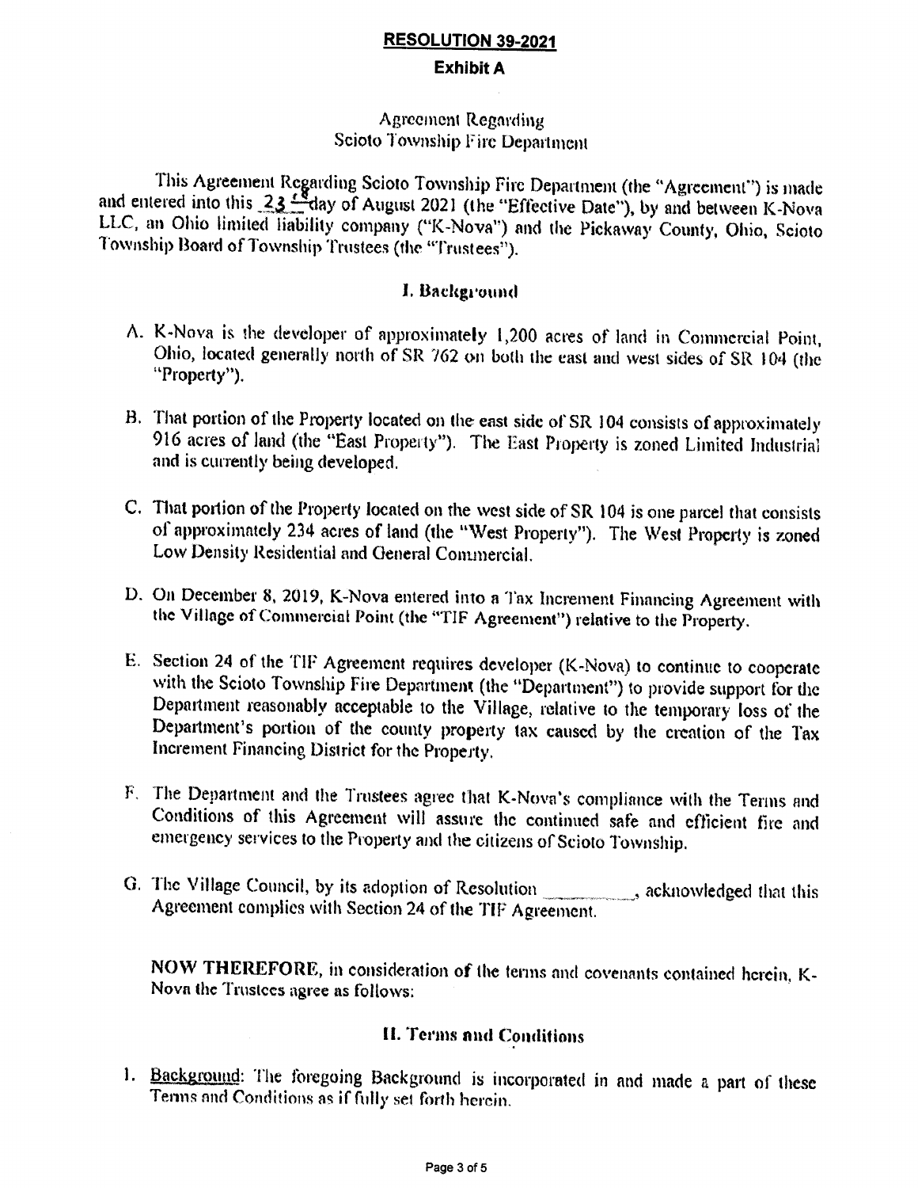**RESOLUTION 39-2021**

**Exhibit A**

Agreement Regarding
Scioto Township Fire Department

This Agreement Regarding Scioto Township Fire Department (the "Agreement") is made and entered into this 23rd day of August 2021 (the "Effective Date"), by and between K-Nova LLC, an Ohio limited liability company ("K-Nova") and the Pickaway County, Ohio, Scioto Township Board of Township Trustees (the "Trustees").

## I. Background

A. K-Nova is the developer of approximately 1,200 acres of land in Commercial Point, Ohio, located generally north of SR 762 on both the east and west sides of SR 104 (the "Property").

B. That portion of the Property located on the east side of SR 104 consists of approximately 916 acres of land (the "East Property"). The East Property is zoned Limited Industrial and is currently being developed.

C. That portion of the Property located on the west side of SR 104 is one parcel that consists of approximately 234 acres of land (the "West Property"). The West Property is zoned Low Density Residential and General Commercial.

D. On December 8, 2019, K-Nova entered into a Tax Increment Financing Agreement with the Village of Commercial Point (the "TIF Agreement") relative to the Property.

E. Section 24 of the TIF Agreement requires developer (K-Nova) to continue to cooperate with the Scioto Township Fire Department (the "Department") to provide support for the Department reasonably acceptable to the Village, relative to the temporary loss of the Department's portion of the county property tax caused by the creation of the Tax Increment Financing District for the Property.

F. The Department and the Trustees agree that K-Nova's compliance with the Terms and Conditions of this Agreement will assure the continued safe and efficient fire and emergency services to the Property and the citizens of Scioto Township.

G. The Village Council, by its adoption of Resolution \_\_\_\_\_\_\_\_\_\_, acknowledged that this Agreement complies with Section 24 of the TIF Agreement.

**NOW THEREFORE**, in consideration of the terms and covenants contained herein, K-Nova the Trustees agree as follows:

## II. Terms and Conditions

1. Background: The foregoing Background is incorporated in and made a part of these Terms and Conditions as if fully set forth herein.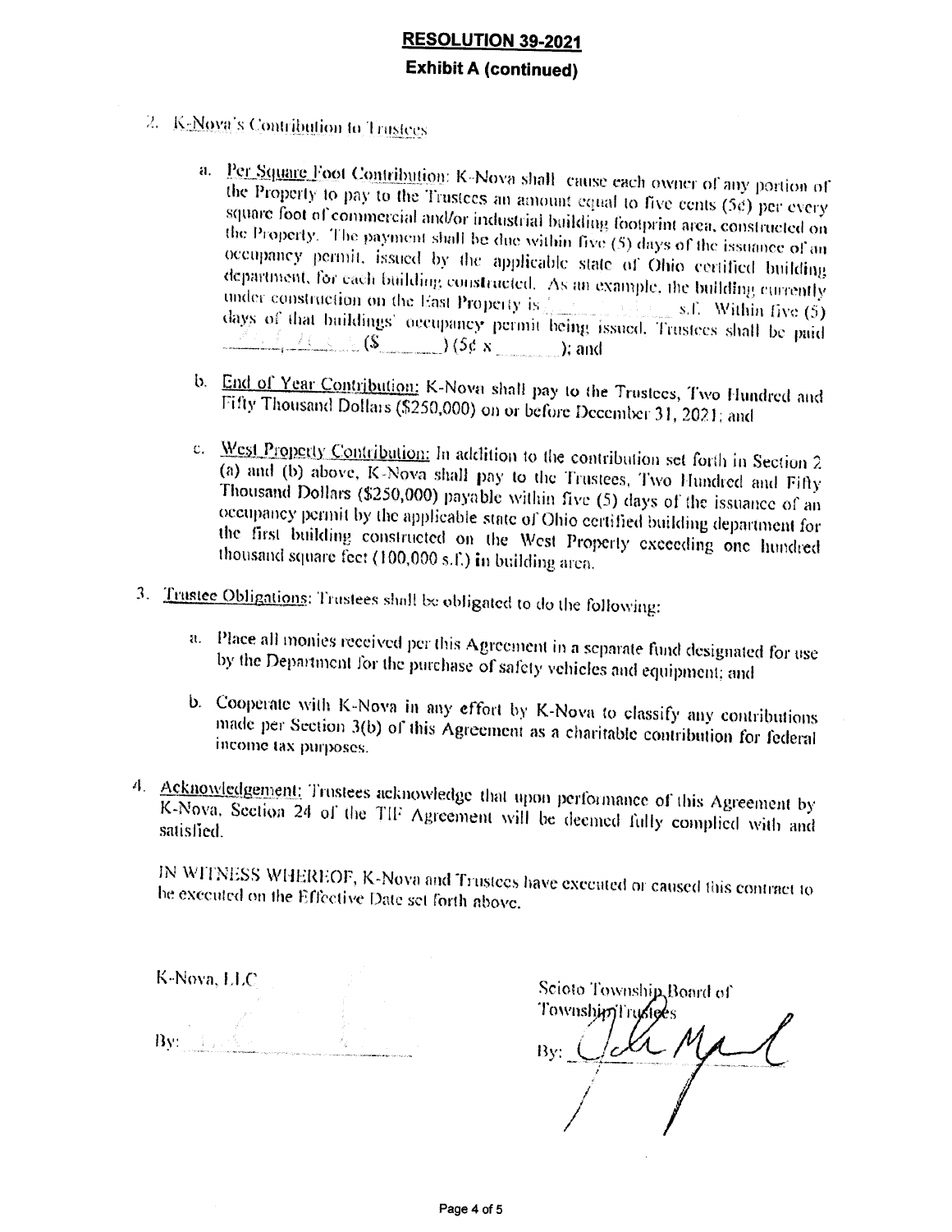## RESOLUTION 39-2021

### Exhibit A (continued)

2. K-Nova's Contribution to Trustees

   a. Per Square Foot Contribution: K-Nova shall cause each owner of any portion of the Property to pay to the Trustees an amount equal to five cents (5¢) per every square foot of commercial and/or industrial building footprint area, constructed on the Property. The payment shall be due within five (5) days of the issuance of an occupancy permit, issued by the applicable state of Ohio certified building department, for each building constructed. As an example, the building currently under construction on the East Property is _______ s.f. Within five (5) days of that buildings' occupancy permit being issued, Trustees shall be paid _______ ($_______) (5¢ x _______); and

   b. End of Year Contribution: K-Nova shall pay to the Trustees, Two Hundred and Fifty Thousand Dollars ($250,000) on or before December 31, 2021; and

   c. West Property Contribution: In addition to the contribution set forth in Section 2 (a) and (b) above, K-Nova shall pay to the Trustees, Two Hundred and Fifty Thousand Dollars ($250,000) payable within five (5) days of the issuance of an occupancy permit by the applicable state of Ohio certified building department for the first building constructed on the West Property exceeding one hundred thousand square feet (100,000 s.f.) in building area.

3. Trustee Obligations: Trustees shall be obligated to do the following:

   a. Place all monies received per this Agreement in a separate fund designated for use by the Department for the purchase of safety vehicles and equipment; and

   b. Cooperate with K-Nova in any effort by K-Nova to classify any contributions made per Section 3(b) of this Agreement as a charitable contribution for federal income tax purposes.

4. Acknowledgement: Trustees acknowledge that upon performance of this Agreement by K-Nova, Section 24 of the TIF Agreement will be deemed fully complied with and satisfied.

IN WITNESS WHEREOF, K-Nova and Trustees have executed or caused this contract to be executed on the Effective Date set forth above.

K-Nova, LLC

By: _______________

Scioto Township Board of Township Trustees

By: _______________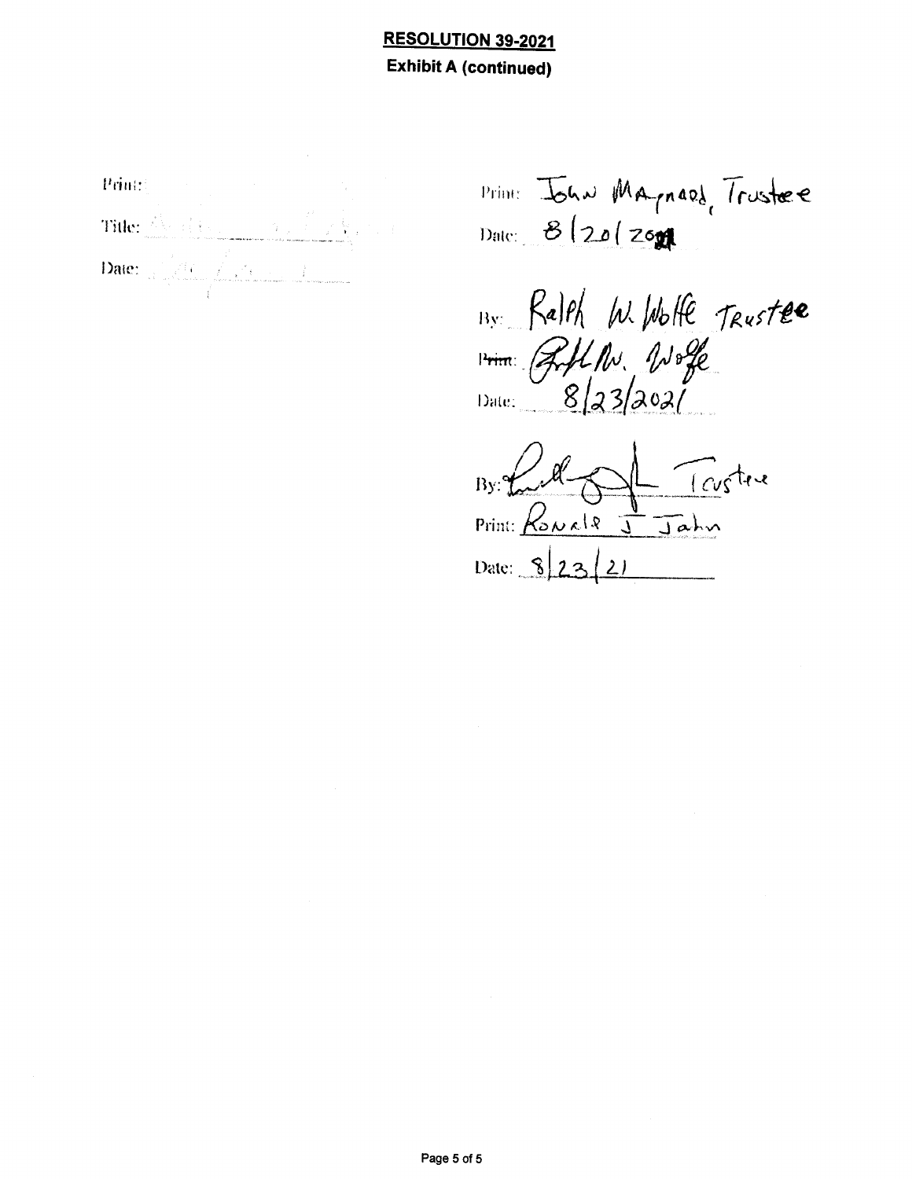**RESOLUTION 39-2021**

**Exhibit A (continued)**

Print:

Title:

Date:

Print: John Maynard, Trustee

Date: 8/20/2021

By: Ralph W. Wolfe Trustee

Print: Ralph W. Wolfe

Date: 8/23/2021

By: Trustee

Print: Ronald J John

Date: 8/23/21